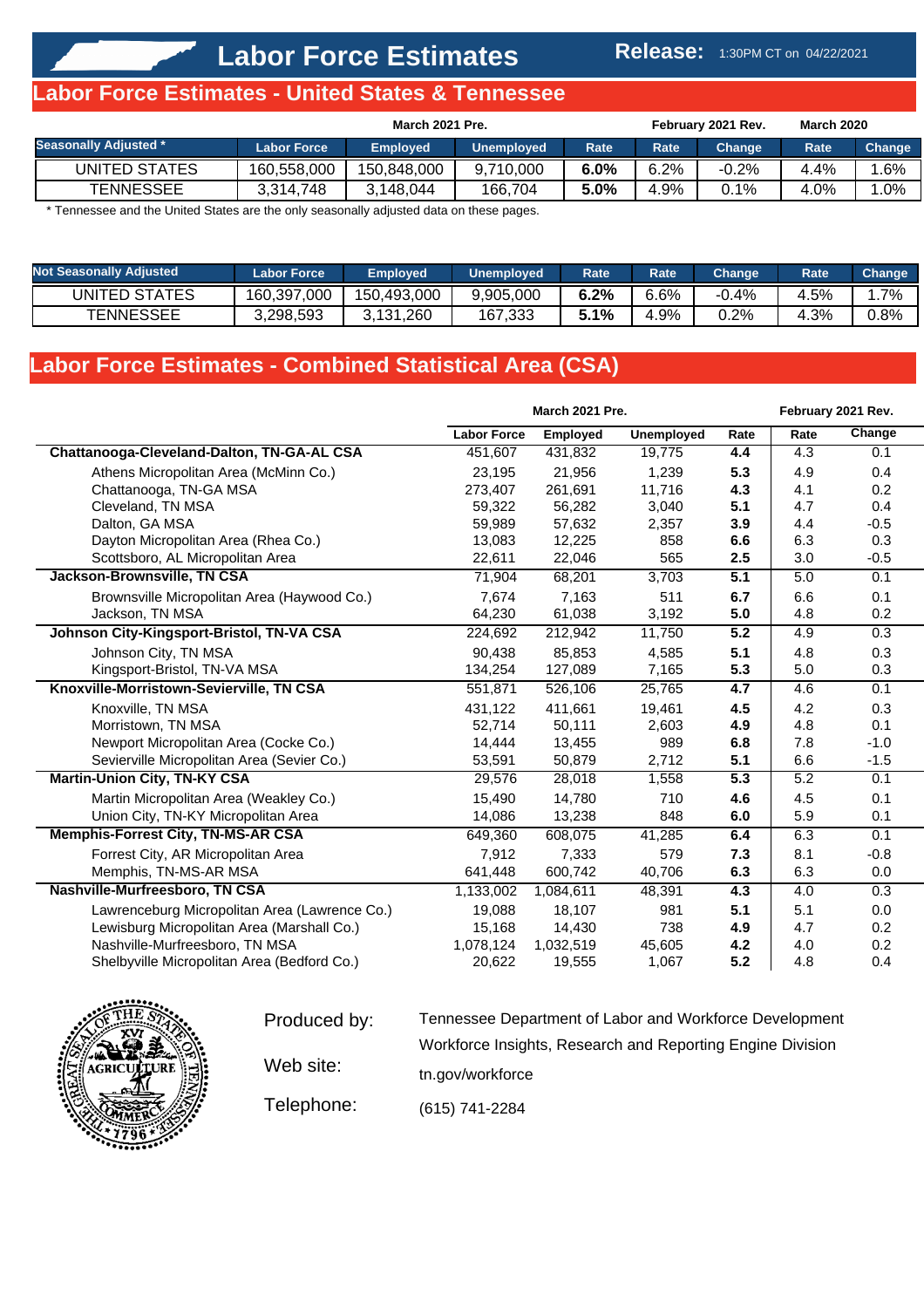# Labor Force Estimates

Release: 1:30PM CT on 04/22/2021

## Labor Force Estimates - United States & Tennessee

| Seasonally Adjusted * | Labor Force | Employed | Unemployed | Rate | Rate | Change | Rate | Change |
|---|---|---|---|---|---|---|---|---|
| | March 2021 Pre. | | | | February 2021 Rev. | | March 2020 | |
| UNITED STATES | 160,558,000 | 150,848,000 | 9,710,000 | **6.0%** | 6.2% | -0.2% | 4.4% | 1.6% |
| TENNESSEE | 3,314,748 | 3,148,044 | 166,704 | **5.0%** | 4.9% | 0.1% | 4.0% | 1.0% |

* Tennessee and the United States are the only seasonally adjusted data on these pages.

| Not Seasonally Adjusted | Labor Force | Employed | Unemployed | Rate | Rate | Change | Rate | Change |
|---|---|---|---|---|---|---|---|---|
| UNITED STATES | 160,397,000 | 150,493,000 | 9,905,000 | **6.2%** | 6.6% | -0.4% | 4.5% | 1.7% |
| TENNESSEE | 3,298,593 | 3,131,260 | 167,333 | **5.1%** | 4.9% | 0.2% | 4.3% | 0.8% |

## Labor Force Estimates - Combined Statistical Area (CSA)

| | March 2021 Pre. | | | | February 2021 Rev. | |
|---|---|---|---|---|---|---|
| | Labor Force | Employed | Unemployed | Rate | Rate | Change |
| **Chattanooga-Cleveland-Dalton, TN-GA-AL CSA** | 451,607 | 431,832 | 19,775 | **4.4** | 4.3 | 0.1 |
| Athens Micropolitan Area (McMinn Co.) | 23,195 | 21,956 | 1,239 | **5.3** | 4.9 | 0.4 |
| Chattanooga, TN-GA MSA | 273,407 | 261,691 | 11,716 | **4.3** | 4.1 | 0.2 |
| Cleveland, TN MSA | 59,322 | 56,282 | 3,040 | **5.1** | 4.7 | 0.4 |
| Dalton, GA MSA | 59,989 | 57,632 | 2,357 | **3.9** | 4.4 | -0.5 |
| Dayton Micropolitan Area (Rhea Co.) | 13,083 | 12,225 | 858 | **6.6** | 6.3 | 0.3 |
| Scottsboro, AL Micropolitan Area | 22,611 | 22,046 | 565 | **2.5** | 3.0 | -0.5 |
| **Jackson-Brownsville, TN CSA** | 71,904 | 68,201 | 3,703 | **5.1** | 5.0 | 0.1 |
| Brownsville Micropolitan Area (Haywood Co.) | 7,674 | 7,163 | 511 | **6.7** | 6.6 | 0.1 |
| Jackson, TN MSA | 64,230 | 61,038 | 3,192 | **5.0** | 4.8 | 0.2 |
| **Johnson City-Kingsport-Bristol, TN-VA CSA** | 224,692 | 212,942 | 11,750 | **5.2** | 4.9 | 0.3 |
| Johnson City, TN MSA | 90,438 | 85,853 | 4,585 | **5.1** | 4.8 | 0.3 |
| Kingsport-Bristol, TN-VA MSA | 134,254 | 127,089 | 7,165 | **5.3** | 5.0 | 0.3 |
| **Knoxville-Morristown-Sevierville, TN CSA** | 551,871 | 526,106 | 25,765 | **4.7** | 4.6 | 0.1 |
| Knoxville, TN MSA | 431,122 | 411,661 | 19,461 | **4.5** | 4.2 | 0.3 |
| Morristown, TN MSA | 52,714 | 50,111 | 2,603 | **4.9** | 4.8 | 0.1 |
| Newport Micropolitan Area (Cocke Co.) | 14,444 | 13,455 | 989 | **6.8** | 7.8 | -1.0 |
| Sevierville Micropolitan Area (Sevier Co.) | 53,591 | 50,879 | 2,712 | **5.1** | 6.6 | -1.5 |
| **Martin-Union City, TN-KY CSA** | 29,576 | 28,018 | 1,558 | **5.3** | 5.2 | 0.1 |
| Martin Micropolitan Area (Weakley Co.) | 15,490 | 14,780 | 710 | **4.6** | 4.5 | 0.1 |
| Union City, TN-KY Micropolitan Area | 14,086 | 13,238 | 848 | **6.0** | 5.9 | 0.1 |
| **Memphis-Forrest City, TN-MS-AR CSA** | 649,360 | 608,075 | 41,285 | **6.4** | 6.3 | 0.1 |
| Forrest City, AR Micropolitan Area | 7,912 | 7,333 | 579 | **7.3** | 8.1 | -0.8 |
| Memphis, TN-MS-AR MSA | 641,448 | 600,742 | 40,706 | **6.3** | 6.3 | 0.0 |
| **Nashville-Murfreesboro, TN CSA** | 1,133,002 | 1,084,611 | 48,391 | **4.3** | 4.0 | 0.3 |
| Lawrenceburg Micropolitan Area (Lawrence Co.) | 19,088 | 18,107 | 981 | **5.1** | 5.1 | 0.0 |
| Lewisburg Micropolitan Area (Marshall Co.) | 15,168 | 14,430 | 738 | **4.9** | 4.7 | 0.2 |
| Nashville-Murfreesboro, TN MSA | 1,078,124 | 1,032,519 | 45,605 | **4.2** | 4.0 | 0.2 |
| Shelbyville Micropolitan Area (Bedford Co.) | 20,622 | 19,555 | 1,067 | **5.2** | 4.8 | 0.4 |

Produced by: Tennessee Department of Labor and Workforce Development, Workforce Insights, Research and Reporting Engine Division

Web site: tn.gov/workforce

Telephone: (615) 741-2284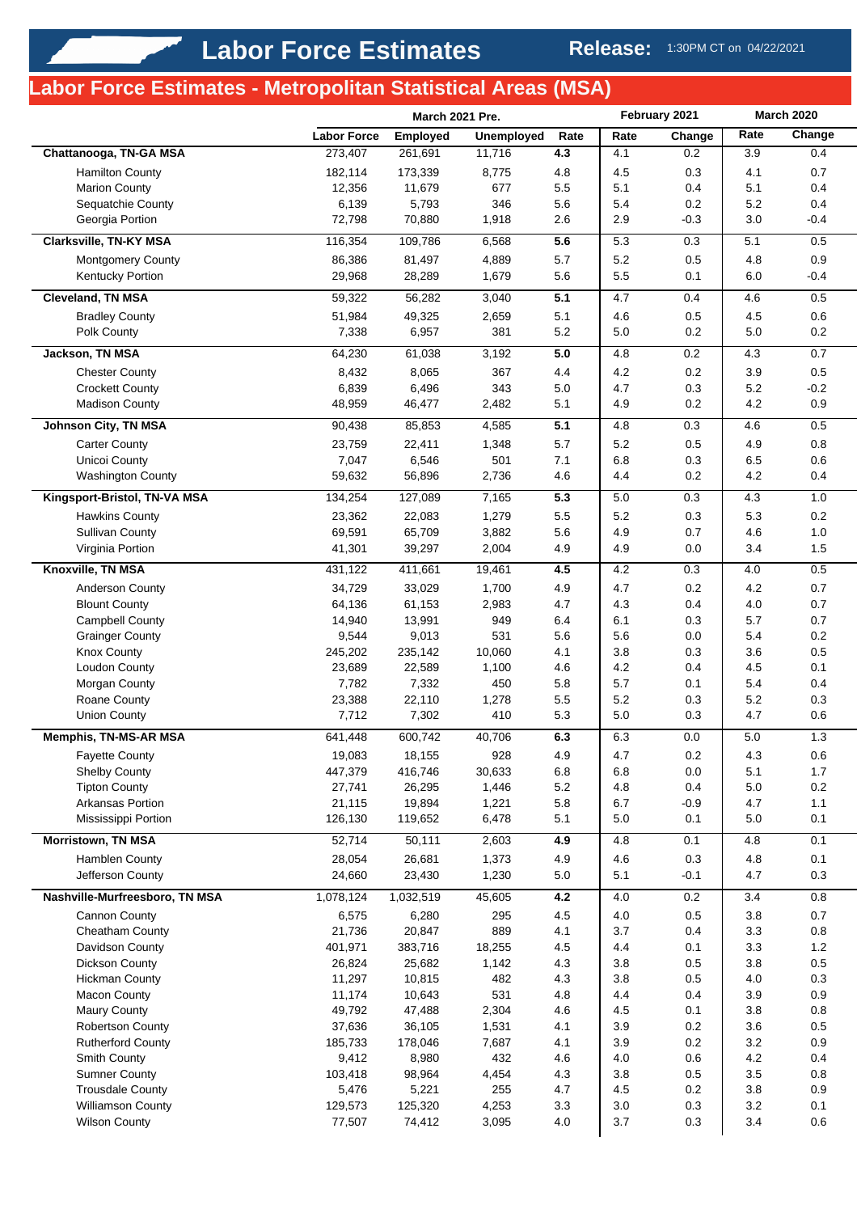# Labor Force Estimates

**Release:** 1:30PM CT on 04/22/2021

## Labor Force Estimates - Metropolitan Statistical Areas (MSA)

| | March 2021 Pre. | | | | February 2021 | | March 2020 | |
|---|---|---|---|---|---|---|---|---|
| | Labor Force | Employed | Unemployed | Rate | Rate | Change | Rate | Change |
| **Chattanooga, TN-GA MSA** | 273,407 | 261,691 | 11,716 | **4.3** | 4.1 | 0.2 | 3.9 | 0.4 |
| Hamilton County | 182,114 | 173,339 | 8,775 | 4.8 | 4.5 | 0.3 | 4.1 | 0.7 |
| Marion County | 12,356 | 11,679 | 677 | 5.5 | 5.1 | 0.4 | 5.1 | 0.4 |
| Sequatchie County | 6,139 | 5,793 | 346 | 5.6 | 5.4 | 0.2 | 5.2 | 0.4 |
| Georgia Portion | 72,798 | 70,880 | 1,918 | 2.6 | 2.9 | -0.3 | 3.0 | -0.4 |
| **Clarksville, TN-KY MSA** | 116,354 | 109,786 | 6,568 | **5.6** | 5.3 | 0.3 | 5.1 | 0.5 |
| Montgomery County | 86,386 | 81,497 | 4,889 | 5.7 | 5.2 | 0.5 | 4.8 | 0.9 |
| Kentucky Portion | 29,968 | 28,289 | 1,679 | 5.6 | 5.5 | 0.1 | 6.0 | -0.4 |
| **Cleveland, TN MSA** | 59,322 | 56,282 | 3,040 | **5.1** | 4.7 | 0.4 | 4.6 | 0.5 |
| Bradley County | 51,984 | 49,325 | 2,659 | 5.1 | 4.6 | 0.5 | 4.5 | 0.6 |
| Polk County | 7,338 | 6,957 | 381 | 5.2 | 5.0 | 0.2 | 5.0 | 0.2 |
| **Jackson, TN MSA** | 64,230 | 61,038 | 3,192 | **5.0** | 4.8 | 0.2 | 4.3 | 0.7 |
| Chester County | 8,432 | 8,065 | 367 | 4.4 | 4.2 | 0.2 | 3.9 | 0.5 |
| Crockett County | 6,839 | 6,496 | 343 | 5.0 | 4.7 | 0.3 | 5.2 | -0.2 |
| Madison County | 48,959 | 46,477 | 2,482 | 5.1 | 4.9 | 0.2 | 4.2 | 0.9 |
| **Johnson City, TN MSA** | 90,438 | 85,853 | 4,585 | **5.1** | 4.8 | 0.3 | 4.6 | 0.5 |
| Carter County | 23,759 | 22,411 | 1,348 | 5.7 | 5.2 | 0.5 | 4.9 | 0.8 |
| Unicoi County | 7,047 | 6,546 | 501 | 7.1 | 6.8 | 0.3 | 6.5 | 0.6 |
| Washington County | 59,632 | 56,896 | 2,736 | 4.6 | 4.4 | 0.2 | 4.2 | 0.4 |
| **Kingsport-Bristol, TN-VA MSA** | 134,254 | 127,089 | 7,165 | **5.3** | 5.0 | 0.3 | 4.3 | 1.0 |
| Hawkins County | 23,362 | 22,083 | 1,279 | 5.5 | 5.2 | 0.3 | 5.3 | 0.2 |
| Sullivan County | 69,591 | 65,709 | 3,882 | 5.6 | 4.9 | 0.7 | 4.6 | 1.0 |
| Virginia Portion | 41,301 | 39,297 | 2,004 | 4.9 | 4.9 | 0.0 | 3.4 | 1.5 |
| **Knoxville, TN MSA** | 431,122 | 411,661 | 19,461 | **4.5** | 4.2 | 0.3 | 4.0 | 0.5 |
| Anderson County | 34,729 | 33,029 | 1,700 | 4.9 | 4.7 | 0.2 | 4.2 | 0.7 |
| Blount County | 64,136 | 61,153 | 2,983 | 4.7 | 4.3 | 0.4 | 4.0 | 0.7 |
| Campbell County | 14,940 | 13,991 | 949 | 6.4 | 6.1 | 0.3 | 5.7 | 0.7 |
| Grainger County | 9,544 | 9,013 | 531 | 5.6 | 5.6 | 0.0 | 5.4 | 0.2 |
| Knox County | 245,202 | 235,142 | 10,060 | 4.1 | 3.8 | 0.3 | 3.6 | 0.5 |
| Loudon County | 23,689 | 22,589 | 1,100 | 4.6 | 4.2 | 0.4 | 4.5 | 0.1 |
| Morgan County | 7,782 | 7,332 | 450 | 5.8 | 5.7 | 0.1 | 5.4 | 0.4 |
| Roane County | 23,388 | 22,110 | 1,278 | 5.5 | 5.2 | 0.3 | 5.2 | 0.3 |
| Union County | 7,712 | 7,302 | 410 | 5.3 | 5.0 | 0.3 | 4.7 | 0.6 |
| **Memphis, TN-MS-AR MSA** | 641,448 | 600,742 | 40,706 | **6.3** | 6.3 | 0.0 | 5.0 | 1.3 |
| Fayette County | 19,083 | 18,155 | 928 | 4.9 | 4.7 | 0.2 | 4.3 | 0.6 |
| Shelby County | 447,379 | 416,746 | 30,633 | 6.8 | 6.8 | 0.0 | 5.1 | 1.7 |
| Tipton County | 27,741 | 26,295 | 1,446 | 5.2 | 4.8 | 0.4 | 5.0 | 0.2 |
| Arkansas Portion | 21,115 | 19,894 | 1,221 | 5.8 | 6.7 | -0.9 | 4.7 | 1.1 |
| Mississippi Portion | 126,130 | 119,652 | 6,478 | 5.1 | 5.0 | 0.1 | 5.0 | 0.1 |
| **Morristown, TN MSA** | 52,714 | 50,111 | 2,603 | **4.9** | 4.8 | 0.1 | 4.8 | 0.1 |
| Hamblen County | 28,054 | 26,681 | 1,373 | 4.9 | 4.6 | 0.3 | 4.8 | 0.1 |
| Jefferson County | 24,660 | 23,430 | 1,230 | 5.0 | 5.1 | -0.1 | 4.7 | 0.3 |
| **Nashville-Murfreesboro, TN MSA** | 1,078,124 | 1,032,519 | 45,605 | **4.2** | 4.0 | 0.2 | 3.4 | 0.8 |
| Cannon County | 6,575 | 6,280 | 295 | 4.5 | 4.0 | 0.5 | 3.8 | 0.7 |
| Cheatham County | 21,736 | 20,847 | 889 | 4.1 | 3.7 | 0.4 | 3.3 | 0.8 |
| Davidson County | 401,971 | 383,716 | 18,255 | 4.5 | 4.4 | 0.1 | 3.3 | 1.2 |
| Dickson County | 26,824 | 25,682 | 1,142 | 4.3 | 3.8 | 0.5 | 3.8 | 0.5 |
| Hickman County | 11,297 | 10,815 | 482 | 4.3 | 3.8 | 0.5 | 4.0 | 0.3 |
| Macon County | 11,174 | 10,643 | 531 | 4.8 | 4.4 | 0.4 | 3.9 | 0.9 |
| Maury County | 49,792 | 47,488 | 2,304 | 4.6 | 4.5 | 0.1 | 3.8 | 0.8 |
| Robertson County | 37,636 | 36,105 | 1,531 | 4.1 | 3.9 | 0.2 | 3.6 | 0.5 |
| Rutherford County | 185,733 | 178,046 | 7,687 | 4.1 | 3.9 | 0.2 | 3.2 | 0.9 |
| Smith County | 9,412 | 8,980 | 432 | 4.6 | 4.0 | 0.6 | 4.2 | 0.4 |
| Sumner County | 103,418 | 98,964 | 4,454 | 4.3 | 3.8 | 0.5 | 3.5 | 0.8 |
| Trousdale County | 5,476 | 5,221 | 255 | 4.7 | 4.5 | 0.2 | 3.8 | 0.9 |
| Williamson County | 129,573 | 125,320 | 4,253 | 3.3 | 3.0 | 0.3 | 3.2 | 0.1 |
| Wilson County | 77,507 | 74,412 | 3,095 | 4.0 | 3.7 | 0.3 | 3.4 | 0.6 |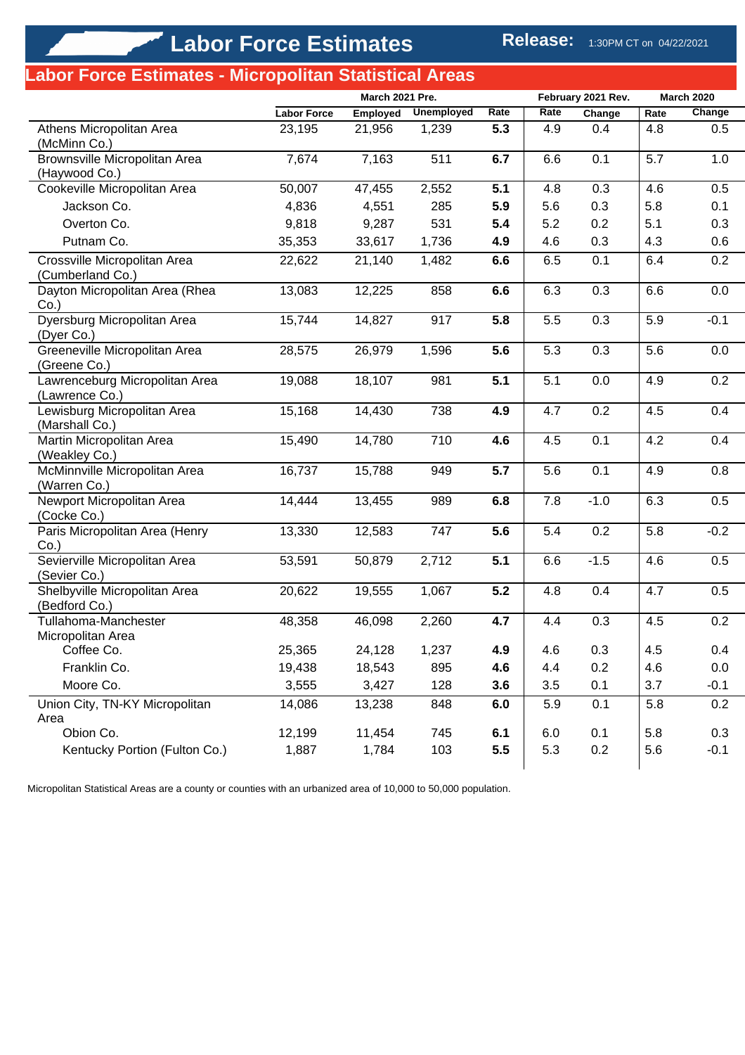# Labor Force Estimates

**Release:** 1:30PM CT on 04/22/2021

## Labor Force Estimates - Micropolitan Statistical Areas

| | March 2021 Pre. | | | | February 2021 Rev. | | March 2020 | |
|---|---|---|---|---|---|---|---|---|
| | Labor Force | Employed | Unemployed | Rate | Rate | Change | Rate | Change |
| Athens Micropolitan Area (McMinn Co.) | 23,195 | 21,956 | 1,239 | **5.3** | 4.9 | 0.4 | 4.8 | 0.5 |
| Brownsville Micropolitan Area (Haywood Co.) | 7,674 | 7,163 | 511 | **6.7** | 6.6 | 0.1 | 5.7 | 1.0 |
| Cookeville Micropolitan Area | 50,007 | 47,455 | 2,552 | **5.1** | 4.8 | 0.3 | 4.6 | 0.5 |
| Jackson Co. | 4,836 | 4,551 | 285 | **5.9** | 5.6 | 0.3 | 5.8 | 0.1 |
| Overton Co. | 9,818 | 9,287 | 531 | **5.4** | 5.2 | 0.2 | 5.1 | 0.3 |
| Putnam Co. | 35,353 | 33,617 | 1,736 | **4.9** | 4.6 | 0.3 | 4.3 | 0.6 |
| Crossville Micropolitan Area (Cumberland Co.) | 22,622 | 21,140 | 1,482 | **6.6** | 6.5 | 0.1 | 6.4 | 0.2 |
| Dayton Micropolitan Area (Rhea Co.) | 13,083 | 12,225 | 858 | **6.6** | 6.3 | 0.3 | 6.6 | 0.0 |
| Dyersburg Micropolitan Area (Dyer Co.) | 15,744 | 14,827 | 917 | **5.8** | 5.5 | 0.3 | 5.9 | -0.1 |
| Greeneville Micropolitan Area (Greene Co.) | 28,575 | 26,979 | 1,596 | **5.6** | 5.3 | 0.3 | 5.6 | 0.0 |
| Lawrenceburg Micropolitan Area (Lawrence Co.) | 19,088 | 18,107 | 981 | **5.1** | 5.1 | 0.0 | 4.9 | 0.2 |
| Lewisburg Micropolitan Area (Marshall Co.) | 15,168 | 14,430 | 738 | **4.9** | 4.7 | 0.2 | 4.5 | 0.4 |
| Martin Micropolitan Area (Weakley Co.) | 15,490 | 14,780 | 710 | **4.6** | 4.5 | 0.1 | 4.2 | 0.4 |
| McMinnville Micropolitan Area (Warren Co.) | 16,737 | 15,788 | 949 | **5.7** | 5.6 | 0.1 | 4.9 | 0.8 |
| Newport Micropolitan Area (Cocke Co.) | 14,444 | 13,455 | 989 | **6.8** | 7.8 | -1.0 | 6.3 | 0.5 |
| Paris Micropolitan Area (Henry Co.) | 13,330 | 12,583 | 747 | **5.6** | 5.4 | 0.2 | 5.8 | -0.2 |
| Sevierville Micropolitan Area (Sevier Co.) | 53,591 | 50,879 | 2,712 | **5.1** | 6.6 | -1.5 | 4.6 | 0.5 |
| Shelbyville Micropolitan Area (Bedford Co.) | 20,622 | 19,555 | 1,067 | **5.2** | 4.8 | 0.4 | 4.7 | 0.5 |
| Tullahoma-Manchester Micropolitan Area | 48,358 | 46,098 | 2,260 | **4.7** | 4.4 | 0.3 | 4.5 | 0.2 |
| Coffee Co. | 25,365 | 24,128 | 1,237 | **4.9** | 4.6 | 0.3 | 4.5 | 0.4 |
| Franklin Co. | 19,438 | 18,543 | 895 | **4.6** | 4.4 | 0.2 | 4.6 | 0.0 |
| Moore Co. | 3,555 | 3,427 | 128 | **3.6** | 3.5 | 0.1 | 3.7 | -0.1 |
| Union City, TN-KY Micropolitan Area | 14,086 | 13,238 | 848 | **6.0** | 5.9 | 0.1 | 5.8 | 0.2 |
| Obion Co. | 12,199 | 11,454 | 745 | **6.1** | 6.0 | 0.1 | 5.8 | 0.3 |
| Kentucky Portion (Fulton Co.) | 1,887 | 1,784 | 103 | **5.5** | 5.3 | 0.2 | 5.6 | -0.1 |

Micropolitan Statistical Areas are a county or counties with an urbanized area of 10,000 to 50,000 population.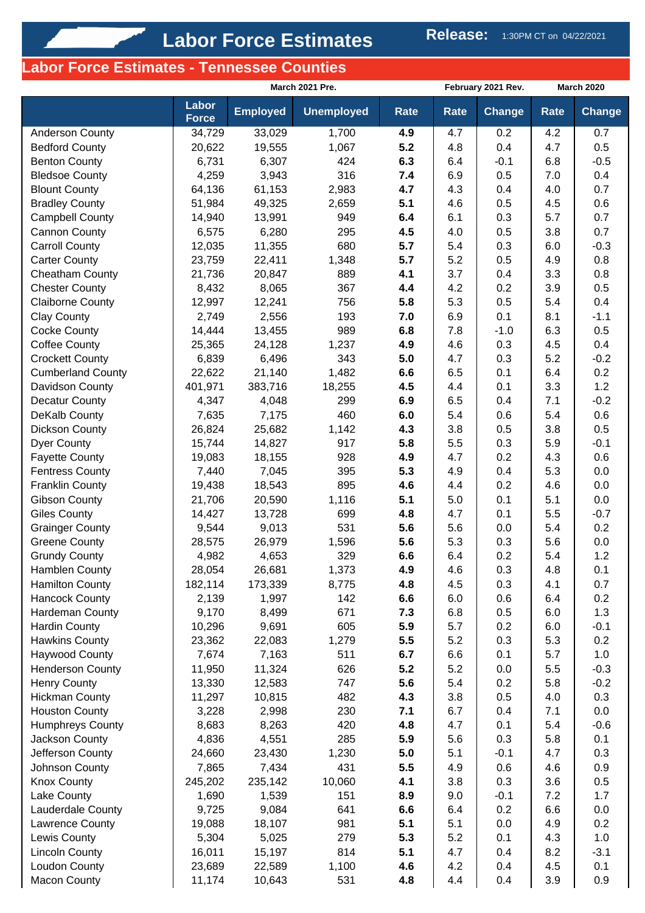# Labor Force Estimates

**Release:** 1:30PM CT on 04/22/2021

## Labor Force Estimates - Tennessee Counties

| | March 2021 Pre. | | | | February 2021 Rev. | | March 2020 | |
|---|---|---|---|---|---|---|---|---|
| | Labor Force | Employed | Unemployed | Rate | Rate | Change | Rate | Change |
| Anderson County | 34,729 | 33,029 | 1,700 | **4.9** | 4.7 | 0.2 | 4.2 | 0.7 |
| Bedford County | 20,622 | 19,555 | 1,067 | **5.2** | 4.8 | 0.4 | 4.7 | 0.5 |
| Benton County | 6,731 | 6,307 | 424 | **6.3** | 6.4 | -0.1 | 6.8 | -0.5 |
| Bledsoe County | 4,259 | 3,943 | 316 | **7.4** | 6.9 | 0.5 | 7.0 | 0.4 |
| Blount County | 64,136 | 61,153 | 2,983 | **4.7** | 4.3 | 0.4 | 4.0 | 0.7 |
| Bradley County | 51,984 | 49,325 | 2,659 | **5.1** | 4.6 | 0.5 | 4.5 | 0.6 |
| Campbell County | 14,940 | 13,991 | 949 | **6.4** | 6.1 | 0.3 | 5.7 | 0.7 |
| Cannon County | 6,575 | 6,280 | 295 | **4.5** | 4.0 | 0.5 | 3.8 | 0.7 |
| Carroll County | 12,035 | 11,355 | 680 | **5.7** | 5.4 | 0.3 | 6.0 | -0.3 |
| Carter County | 23,759 | 22,411 | 1,348 | **5.7** | 5.2 | 0.5 | 4.9 | 0.8 |
| Cheatham County | 21,736 | 20,847 | 889 | **4.1** | 3.7 | 0.4 | 3.3 | 0.8 |
| Chester County | 8,432 | 8,065 | 367 | **4.4** | 4.2 | 0.2 | 3.9 | 0.5 |
| Claiborne County | 12,997 | 12,241 | 756 | **5.8** | 5.3 | 0.5 | 5.4 | 0.4 |
| Clay County | 2,749 | 2,556 | 193 | **7.0** | 6.9 | 0.1 | 8.1 | -1.1 |
| Cocke County | 14,444 | 13,455 | 989 | **6.8** | 7.8 | -1.0 | 6.3 | 0.5 |
| Coffee County | 25,365 | 24,128 | 1,237 | **4.9** | 4.6 | 0.3 | 4.5 | 0.4 |
| Crockett County | 6,839 | 6,496 | 343 | **5.0** | 4.7 | 0.3 | 5.2 | -0.2 |
| Cumberland County | 22,622 | 21,140 | 1,482 | **6.6** | 6.5 | 0.1 | 6.4 | 0.2 |
| Davidson County | 401,971 | 383,716 | 18,255 | **4.5** | 4.4 | 0.1 | 3.3 | 1.2 |
| Decatur County | 4,347 | 4,048 | 299 | **6.9** | 6.5 | 0.4 | 7.1 | -0.2 |
| DeKalb County | 7,635 | 7,175 | 460 | **6.0** | 5.4 | 0.6 | 5.4 | 0.6 |
| Dickson County | 26,824 | 25,682 | 1,142 | **4.3** | 3.8 | 0.5 | 3.8 | 0.5 |
| Dyer County | 15,744 | 14,827 | 917 | **5.8** | 5.5 | 0.3 | 5.9 | -0.1 |
| Fayette County | 19,083 | 18,155 | 928 | **4.9** | 4.7 | 0.2 | 4.3 | 0.6 |
| Fentress County | 7,440 | 7,045 | 395 | **5.3** | 4.9 | 0.4 | 5.3 | 0.0 |
| Franklin County | 19,438 | 18,543 | 895 | **4.6** | 4.4 | 0.2 | 4.6 | 0.0 |
| Gibson County | 21,706 | 20,590 | 1,116 | **5.1** | 5.0 | 0.1 | 5.1 | 0.0 |
| Giles County | 14,427 | 13,728 | 699 | **4.8** | 4.7 | 0.1 | 5.5 | -0.7 |
| Grainger County | 9,544 | 9,013 | 531 | **5.6** | 5.6 | 0.0 | 5.4 | 0.2 |
| Greene County | 28,575 | 26,979 | 1,596 | **5.6** | 5.3 | 0.3 | 5.6 | 0.0 |
| Grundy County | 4,982 | 4,653 | 329 | **6.6** | 6.4 | 0.2 | 5.4 | 1.2 |
| Hamblen County | 28,054 | 26,681 | 1,373 | **4.9** | 4.6 | 0.3 | 4.8 | 0.1 |
| Hamilton County | 182,114 | 173,339 | 8,775 | **4.8** | 4.5 | 0.3 | 4.1 | 0.7 |
| Hancock County | 2,139 | 1,997 | 142 | **6.6** | 6.0 | 0.6 | 6.4 | 0.2 |
| Hardeman County | 9,170 | 8,499 | 671 | **7.3** | 6.8 | 0.5 | 6.0 | 1.3 |
| Hardin County | 10,296 | 9,691 | 605 | **5.9** | 5.7 | 0.2 | 6.0 | -0.1 |
| Hawkins County | 23,362 | 22,083 | 1,279 | **5.5** | 5.2 | 0.3 | 5.3 | 0.2 |
| Haywood County | 7,674 | 7,163 | 511 | **6.7** | 6.6 | 0.1 | 5.7 | 1.0 |
| Henderson County | 11,950 | 11,324 | 626 | **5.2** | 5.2 | 0.0 | 5.5 | -0.3 |
| Henry County | 13,330 | 12,583 | 747 | **5.6** | 5.4 | 0.2 | 5.8 | -0.2 |
| Hickman County | 11,297 | 10,815 | 482 | **4.3** | 3.8 | 0.5 | 4.0 | 0.3 |
| Houston County | 3,228 | 2,998 | 230 | **7.1** | 6.7 | 0.4 | 7.1 | 0.0 |
| Humphreys County | 8,683 | 8,263 | 420 | **4.8** | 4.7 | 0.1 | 5.4 | -0.6 |
| Jackson County | 4,836 | 4,551 | 285 | **5.9** | 5.6 | 0.3 | 5.8 | 0.1 |
| Jefferson County | 24,660 | 23,430 | 1,230 | **5.0** | 5.1 | -0.1 | 4.7 | 0.3 |
| Johnson County | 7,865 | 7,434 | 431 | **5.5** | 4.9 | 0.6 | 4.6 | 0.9 |
| Knox County | 245,202 | 235,142 | 10,060 | **4.1** | 3.8 | 0.3 | 3.6 | 0.5 |
| Lake County | 1,690 | 1,539 | 151 | **8.9** | 9.0 | -0.1 | 7.2 | 1.7 |
| Lauderdale County | 9,725 | 9,084 | 641 | **6.6** | 6.4 | 0.2 | 6.6 | 0.0 |
| Lawrence County | 19,088 | 18,107 | 981 | **5.1** | 5.1 | 0.0 | 4.9 | 0.2 |
| Lewis County | 5,304 | 5,025 | 279 | **5.3** | 5.2 | 0.1 | 4.3 | 1.0 |
| Lincoln County | 16,011 | 15,197 | 814 | **5.1** | 4.7 | 0.4 | 8.2 | -3.1 |
| Loudon County | 23,689 | 22,589 | 1,100 | **4.6** | 4.2 | 0.4 | 4.5 | 0.1 |
| Macon County | 11,174 | 10,643 | 531 | **4.8** | 4.4 | 0.4 | 3.9 | 0.9 |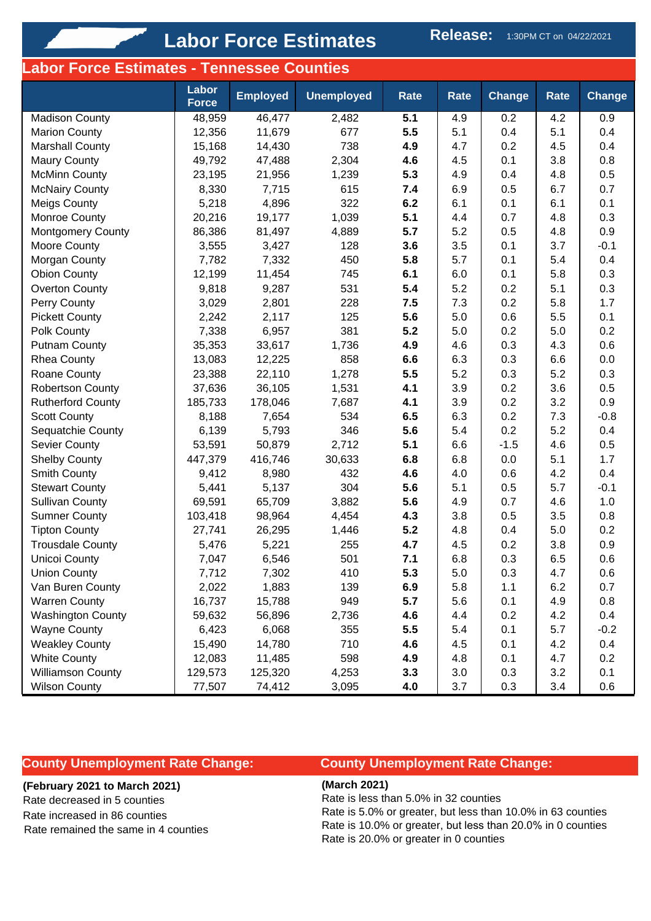# Labor Force Estimates

**Release:** 1:30PM CT on 04/22/2021

## Labor Force Estimates - Tennessee Counties

| | Labor Force | Employed | Unemployed | Rate | Rate | Change | Rate | Change |
|---|---|---|---|---|---|---|---|---|
| Madison County | 48,959 | 46,477 | 2,482 | **5.1** | 4.9 | 0.2 | 4.2 | 0.9 |
| Marion County | 12,356 | 11,679 | 677 | **5.5** | 5.1 | 0.4 | 5.1 | 0.4 |
| Marshall County | 15,168 | 14,430 | 738 | **4.9** | 4.7 | 0.2 | 4.5 | 0.4 |
| Maury County | 49,792 | 47,488 | 2,304 | **4.6** | 4.5 | 0.1 | 3.8 | 0.8 |
| McMinn County | 23,195 | 21,956 | 1,239 | **5.3** | 4.9 | 0.4 | 4.8 | 0.5 |
| McNairy County | 8,330 | 7,715 | 615 | **7.4** | 6.9 | 0.5 | 6.7 | 0.7 |
| Meigs County | 5,218 | 4,896 | 322 | **6.2** | 6.1 | 0.1 | 6.1 | 0.1 |
| Monroe County | 20,216 | 19,177 | 1,039 | **5.1** | 4.4 | 0.7 | 4.8 | 0.3 |
| Montgomery County | 86,386 | 81,497 | 4,889 | **5.7** | 5.2 | 0.5 | 4.8 | 0.9 |
| Moore County | 3,555 | 3,427 | 128 | **3.6** | 3.5 | 0.1 | 3.7 | -0.1 |
| Morgan County | 7,782 | 7,332 | 450 | **5.8** | 5.7 | 0.1 | 5.4 | 0.4 |
| Obion County | 12,199 | 11,454 | 745 | **6.1** | 6.0 | 0.1 | 5.8 | 0.3 |
| Overton County | 9,818 | 9,287 | 531 | **5.4** | 5.2 | 0.2 | 5.1 | 0.3 |
| Perry County | 3,029 | 2,801 | 228 | **7.5** | 7.3 | 0.2 | 5.8 | 1.7 |
| Pickett County | 2,242 | 2,117 | 125 | **5.6** | 5.0 | 0.6 | 5.5 | 0.1 |
| Polk County | 7,338 | 6,957 | 381 | **5.2** | 5.0 | 0.2 | 5.0 | 0.2 |
| Putnam County | 35,353 | 33,617 | 1,736 | **4.9** | 4.6 | 0.3 | 4.3 | 0.6 |
| Rhea County | 13,083 | 12,225 | 858 | **6.6** | 6.3 | 0.3 | 6.6 | 0.0 |
| Roane County | 23,388 | 22,110 | 1,278 | **5.5** | 5.2 | 0.3 | 5.2 | 0.3 |
| Robertson County | 37,636 | 36,105 | 1,531 | **4.1** | 3.9 | 0.2 | 3.6 | 0.5 |
| Rutherford County | 185,733 | 178,046 | 7,687 | **4.1** | 3.9 | 0.2 | 3.2 | 0.9 |
| Scott County | 8,188 | 7,654 | 534 | **6.5** | 6.3 | 0.2 | 7.3 | -0.8 |
| Sequatchie County | 6,139 | 5,793 | 346 | **5.6** | 5.4 | 0.2 | 5.2 | 0.4 |
| Sevier County | 53,591 | 50,879 | 2,712 | **5.1** | 6.6 | -1.5 | 4.6 | 0.5 |
| Shelby County | 447,379 | 416,746 | 30,633 | **6.8** | 6.8 | 0.0 | 5.1 | 1.7 |
| Smith County | 9,412 | 8,980 | 432 | **4.6** | 4.0 | 0.6 | 4.2 | 0.4 |
| Stewart County | 5,441 | 5,137 | 304 | **5.6** | 5.1 | 0.5 | 5.7 | -0.1 |
| Sullivan County | 69,591 | 65,709 | 3,882 | **5.6** | 4.9 | 0.7 | 4.6 | 1.0 |
| Sumner County | 103,418 | 98,964 | 4,454 | **4.3** | 3.8 | 0.5 | 3.5 | 0.8 |
| Tipton County | 27,741 | 26,295 | 1,446 | **5.2** | 4.8 | 0.4 | 5.0 | 0.2 |
| Trousdale County | 5,476 | 5,221 | 255 | **4.7** | 4.5 | 0.2 | 3.8 | 0.9 |
| Unicoi County | 7,047 | 6,546 | 501 | **7.1** | 6.8 | 0.3 | 6.5 | 0.6 |
| Union County | 7,712 | 7,302 | 410 | **5.3** | 5.0 | 0.3 | 4.7 | 0.6 |
| Van Buren County | 2,022 | 1,883 | 139 | **6.9** | 5.8 | 1.1 | 6.2 | 0.7 |
| Warren County | 16,737 | 15,788 | 949 | **5.7** | 5.6 | 0.1 | 4.9 | 0.8 |
| Washington County | 59,632 | 56,896 | 2,736 | **4.6** | 4.4 | 0.2 | 4.2 | 0.4 |
| Wayne County | 6,423 | 6,068 | 355 | **5.5** | 5.4 | 0.1 | 5.7 | -0.2 |
| Weakley County | 15,490 | 14,780 | 710 | **4.6** | 4.5 | 0.1 | 4.2 | 0.4 |
| White County | 12,083 | 11,485 | 598 | **4.9** | 4.8 | 0.1 | 4.7 | 0.2 |
| Williamson County | 129,573 | 125,320 | 4,253 | **3.3** | 3.0 | 0.3 | 3.2 | 0.1 |
| Wilson County | 77,507 | 74,412 | 3,095 | **4.0** | 3.7 | 0.3 | 3.4 | 0.6 |

## County Unemployment Rate Change:

**(February 2021 to March 2021)**

Rate decreased in 5 counties
Rate increased in 86 counties
Rate remained the same in 4 counties

## County Unemployment Rate Change:

**(March 2021)**

Rate is less than 5.0% in 32 counties
Rate is 5.0% or greater, but less than 10.0% in 63 counties
Rate is 10.0% or greater, but less than 20.0% in 0 counties
Rate is 20.0% or greater in 0 counties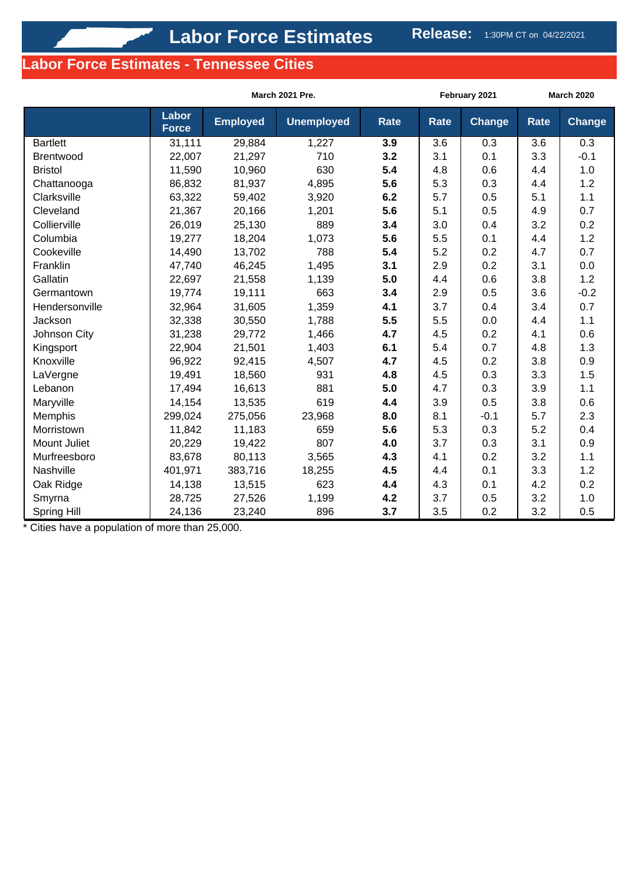# Labor Force Estimates

**Release:** 1:30PM CT on 04/22/2021

## Labor Force Estimates - Tennessee Cities

| | March 2021 Pre. | | | | February 2021 | | March 2020 | |
|---|---|---|---|---|---|---|---|---|
| | Labor Force | Employed | Unemployed | Rate | Rate | Change | Rate | Change |
| Bartlett | 31,111 | 29,884 | 1,227 | **3.9** | 3.6 | 0.3 | 3.6 | 0.3 |
| Brentwood | 22,007 | 21,297 | 710 | **3.2** | 3.1 | 0.1 | 3.3 | -0.1 |
| Bristol | 11,590 | 10,960 | 630 | **5.4** | 4.8 | 0.6 | 4.4 | 1.0 |
| Chattanooga | 86,832 | 81,937 | 4,895 | **5.6** | 5.3 | 0.3 | 4.4 | 1.2 |
| Clarksville | 63,322 | 59,402 | 3,920 | **6.2** | 5.7 | 0.5 | 5.1 | 1.1 |
| Cleveland | 21,367 | 20,166 | 1,201 | **5.6** | 5.1 | 0.5 | 4.9 | 0.7 |
| Collierville | 26,019 | 25,130 | 889 | **3.4** | 3.0 | 0.4 | 3.2 | 0.2 |
| Columbia | 19,277 | 18,204 | 1,073 | **5.6** | 5.5 | 0.1 | 4.4 | 1.2 |
| Cookeville | 14,490 | 13,702 | 788 | **5.4** | 5.2 | 0.2 | 4.7 | 0.7 |
| Franklin | 47,740 | 46,245 | 1,495 | **3.1** | 2.9 | 0.2 | 3.1 | 0.0 |
| Gallatin | 22,697 | 21,558 | 1,139 | **5.0** | 4.4 | 0.6 | 3.8 | 1.2 |
| Germantown | 19,774 | 19,111 | 663 | **3.4** | 2.9 | 0.5 | 3.6 | -0.2 |
| Hendersonville | 32,964 | 31,605 | 1,359 | **4.1** | 3.7 | 0.4 | 3.4 | 0.7 |
| Jackson | 32,338 | 30,550 | 1,788 | **5.5** | 5.5 | 0.0 | 4.4 | 1.1 |
| Johnson City | 31,238 | 29,772 | 1,466 | **4.7** | 4.5 | 0.2 | 4.1 | 0.6 |
| Kingsport | 22,904 | 21,501 | 1,403 | **6.1** | 5.4 | 0.7 | 4.8 | 1.3 |
| Knoxville | 96,922 | 92,415 | 4,507 | **4.7** | 4.5 | 0.2 | 3.8 | 0.9 |
| LaVergne | 19,491 | 18,560 | 931 | **4.8** | 4.5 | 0.3 | 3.3 | 1.5 |
| Lebanon | 17,494 | 16,613 | 881 | **5.0** | 4.7 | 0.3 | 3.9 | 1.1 |
| Maryville | 14,154 | 13,535 | 619 | **4.4** | 3.9 | 0.5 | 3.8 | 0.6 |
| Memphis | 299,024 | 275,056 | 23,968 | **8.0** | 8.1 | -0.1 | 5.7 | 2.3 |
| Morristown | 11,842 | 11,183 | 659 | **5.6** | 5.3 | 0.3 | 5.2 | 0.4 |
| Mount Juliet | 20,229 | 19,422 | 807 | **4.0** | 3.7 | 0.3 | 3.1 | 0.9 |
| Murfreesboro | 83,678 | 80,113 | 3,565 | **4.3** | 4.1 | 0.2 | 3.2 | 1.1 |
| Nashville | 401,971 | 383,716 | 18,255 | **4.5** | 4.4 | 0.1 | 3.3 | 1.2 |
| Oak Ridge | 14,138 | 13,515 | 623 | **4.4** | 4.3 | 0.1 | 4.2 | 0.2 |
| Smyrna | 28,725 | 27,526 | 1,199 | **4.2** | 3.7 | 0.5 | 3.2 | 1.0 |
| Spring Hill | 24,136 | 23,240 | 896 | **3.7** | 3.5 | 0.2 | 3.2 | 0.5 |

* Cities have a population of more than 25,000.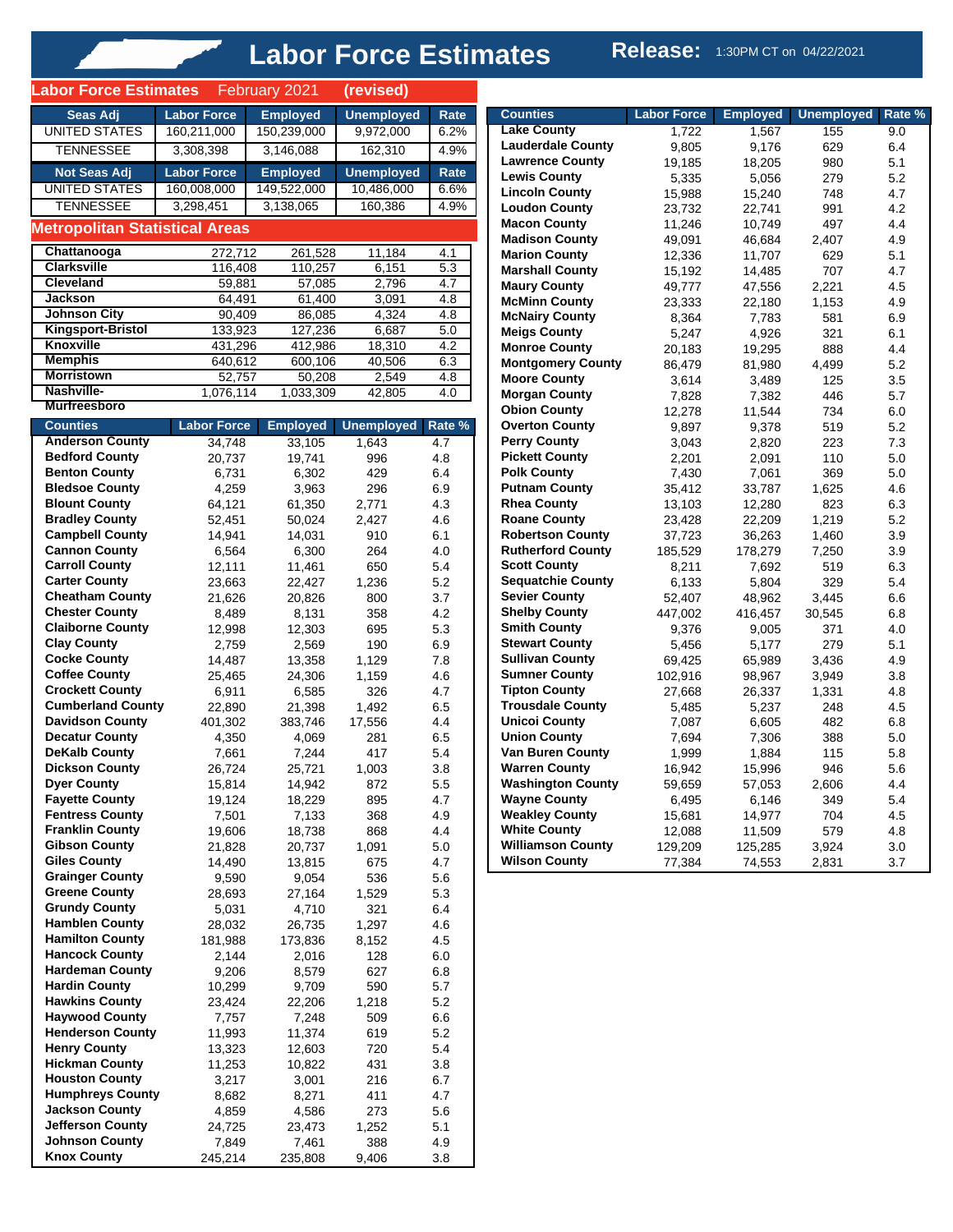# Labor Force Estimates

**Release:** 1:30PM CT on 04/22/2021

## Labor Force Estimates February 2021 (revised)

| Seas Adj | Labor Force | Employed | Unemployed | Rate |
|---|---|---|---|---|
| UNITED STATES | 160,211,000 | 150,239,000 | 9,972,000 | 6.2% |
| TENNESSEE | 3,308,398 | 3,146,088 | 162,310 | 4.9% |

| Not Seas Adj | Labor Force | Employed | Unemployed | Rate |
|---|---|---|---|---|
| UNITED STATES | 160,008,000 | 149,522,000 | 10,486,000 | 6.6% |
| TENNESSEE | 3,298,451 | 3,138,065 | 160,386 | 4.9% |

## Metropolitan Statistical Areas

| Area | Labor Force | Employed | Unemployed | Rate |
|---|---|---|---|---|
| Chattanooga | 272,712 | 261,528 | 11,184 | 4.1 |
| Clarksville | 116,408 | 110,257 | 6,151 | 5.3 |
| Cleveland | 59,881 | 57,085 | 2,796 | 4.7 |
| Jackson | 64,491 | 61,400 | 3,091 | 4.8 |
| Johnson City | 90,409 | 86,085 | 4,324 | 4.8 |
| Kingsport-Bristol | 133,923 | 127,236 | 6,687 | 5.0 |
| Knoxville | 431,296 | 412,986 | 18,310 | 4.2 |
| Memphis | 640,612 | 600,106 | 40,506 | 6.3 |
| Morristown | 52,757 | 50,208 | 2,549 | 4.8 |
| Nashville-Murfreesboro | 1,076,114 | 1,033,309 | 42,805 | 4.0 |

| Counties | Labor Force | Employed | Unemployed | Rate % |
|---|---|---|---|---|
| Anderson County | 34,748 | 33,105 | 1,643 | 4.7 |
| Bedford County | 20,737 | 19,741 | 996 | 4.8 |
| Benton County | 6,731 | 6,302 | 429 | 6.4 |
| Bledsoe County | 4,259 | 3,963 | 296 | 6.9 |
| Blount County | 64,121 | 61,350 | 2,771 | 4.3 |
| Bradley County | 52,451 | 50,024 | 2,427 | 4.6 |
| Campbell County | 14,941 | 14,031 | 910 | 6.1 |
| Cannon County | 6,564 | 6,300 | 264 | 4.0 |
| Carroll County | 12,111 | 11,461 | 650 | 5.4 |
| Carter County | 23,663 | 22,427 | 1,236 | 5.2 |
| Cheatham County | 21,626 | 20,826 | 800 | 3.7 |
| Chester County | 8,489 | 8,131 | 358 | 4.2 |
| Claiborne County | 12,998 | 12,303 | 695 | 5.3 |
| Clay County | 2,759 | 2,569 | 190 | 6.9 |
| Cocke County | 14,487 | 13,358 | 1,129 | 7.8 |
| Coffee County | 25,465 | 24,306 | 1,159 | 4.6 |
| Crockett County | 6,911 | 6,585 | 326 | 4.7 |
| Cumberland County | 22,890 | 21,398 | 1,492 | 6.5 |
| Davidson County | 401,302 | 383,746 | 17,556 | 4.4 |
| Decatur County | 4,350 | 4,069 | 281 | 6.5 |
| DeKalb County | 7,661 | 7,244 | 417 | 5.4 |
| Dickson County | 26,724 | 25,721 | 1,003 | 3.8 |
| Dyer County | 15,814 | 14,942 | 872 | 5.5 |
| Fayette County | 19,124 | 18,229 | 895 | 4.7 |
| Fentress County | 7,501 | 7,133 | 368 | 4.9 |
| Franklin County | 19,606 | 18,738 | 868 | 4.4 |
| Gibson County | 21,828 | 20,737 | 1,091 | 5.0 |
| Giles County | 14,490 | 13,815 | 675 | 4.7 |
| Grainger County | 9,590 | 9,054 | 536 | 5.6 |
| Greene County | 28,693 | 27,164 | 1,529 | 5.3 |
| Grundy County | 5,031 | 4,710 | 321 | 6.4 |
| Hamblen County | 28,032 | 26,735 | 1,297 | 4.6 |
| Hamilton County | 181,988 | 173,836 | 8,152 | 4.5 |
| Hancock County | 2,144 | 2,016 | 128 | 6.0 |
| Hardeman County | 9,206 | 8,579 | 627 | 6.8 |
| Hardin County | 10,299 | 9,709 | 590 | 5.7 |
| Hawkins County | 23,424 | 22,206 | 1,218 | 5.2 |
| Haywood County | 7,757 | 7,248 | 509 | 6.6 |
| Henderson County | 11,993 | 11,374 | 619 | 5.2 |
| Henry County | 13,323 | 12,603 | 720 | 5.4 |
| Hickman County | 11,253 | 10,822 | 431 | 3.8 |
| Houston County | 3,217 | 3,001 | 216 | 6.7 |
| Humphreys County | 8,682 | 8,271 | 411 | 4.7 |
| Jackson County | 4,859 | 4,586 | 273 | 5.6 |
| Jefferson County | 24,725 | 23,473 | 1,252 | 5.1 |
| Johnson County | 7,849 | 7,461 | 388 | 4.9 |
| Knox County | 245,214 | 235,808 | 9,406 | 3.8 |
| Lake County | 1,722 | 1,567 | 155 | 9.0 |
| Lauderdale County | 9,805 | 9,176 | 629 | 6.4 |
| Lawrence County | 19,185 | 18,205 | 980 | 5.1 |
| Lewis County | 5,335 | 5,056 | 279 | 5.2 |
| Lincoln County | 15,988 | 15,240 | 748 | 4.7 |
| Loudon County | 23,732 | 22,741 | 991 | 4.2 |
| Macon County | 11,246 | 10,749 | 497 | 4.4 |
| Madison County | 49,091 | 46,684 | 2,407 | 4.9 |
| Marion County | 12,336 | 11,707 | 629 | 5.1 |
| Marshall County | 15,192 | 14,485 | 707 | 4.7 |
| Maury County | 49,777 | 47,556 | 2,221 | 4.5 |
| McMinn County | 23,333 | 22,180 | 1,153 | 4.9 |
| McNairy County | 8,364 | 7,783 | 581 | 6.9 |
| Meigs County | 5,247 | 4,926 | 321 | 6.1 |
| Monroe County | 20,183 | 19,295 | 888 | 4.4 |
| Montgomery County | 86,479 | 81,980 | 4,499 | 5.2 |
| Moore County | 3,614 | 3,489 | 125 | 3.5 |
| Morgan County | 7,828 | 7,382 | 446 | 5.7 |
| Obion County | 12,278 | 11,544 | 734 | 6.0 |
| Overton County | 9,897 | 9,378 | 519 | 5.2 |
| Perry County | 3,043 | 2,820 | 223 | 7.3 |
| Pickett County | 2,201 | 2,091 | 110 | 5.0 |
| Polk County | 7,430 | 7,061 | 369 | 5.0 |
| Putnam County | 35,412 | 33,787 | 1,625 | 4.6 |
| Rhea County | 13,103 | 12,280 | 823 | 6.3 |
| Roane County | 23,428 | 22,209 | 1,219 | 5.2 |
| Robertson County | 37,723 | 36,263 | 1,460 | 3.9 |
| Rutherford County | 185,529 | 178,279 | 7,250 | 3.9 |
| Scott County | 8,211 | 7,692 | 519 | 6.3 |
| Sequatchie County | 6,133 | 5,804 | 329 | 5.4 |
| Sevier County | 52,407 | 48,962 | 3,445 | 6.6 |
| Shelby County | 447,002 | 416,457 | 30,545 | 6.8 |
| Smith County | 9,376 | 9,005 | 371 | 4.0 |
| Stewart County | 5,456 | 5,177 | 279 | 5.1 |
| Sullivan County | 69,425 | 65,989 | 3,436 | 4.9 |
| Sumner County | 102,916 | 98,967 | 3,949 | 3.8 |
| Tipton County | 27,668 | 26,337 | 1,331 | 4.8 |
| Trousdale County | 5,485 | 5,237 | 248 | 4.5 |
| Unicoi County | 7,087 | 6,605 | 482 | 6.8 |
| Union County | 7,694 | 7,306 | 388 | 5.0 |
| Van Buren County | 1,999 | 1,884 | 115 | 5.8 |
| Warren County | 16,942 | 15,996 | 946 | 5.6 |
| Washington County | 59,659 | 57,053 | 2,606 | 4.4 |
| Wayne County | 6,495 | 6,146 | 349 | 5.4 |
| Weakley County | 15,681 | 14,977 | 704 | 4.5 |
| White County | 12,088 | 11,509 | 579 | 4.8 |
| Williamson County | 129,209 | 125,285 | 3,924 | 3.0 |
| Wilson County | 77,384 | 74,553 | 2,831 | 3.7 |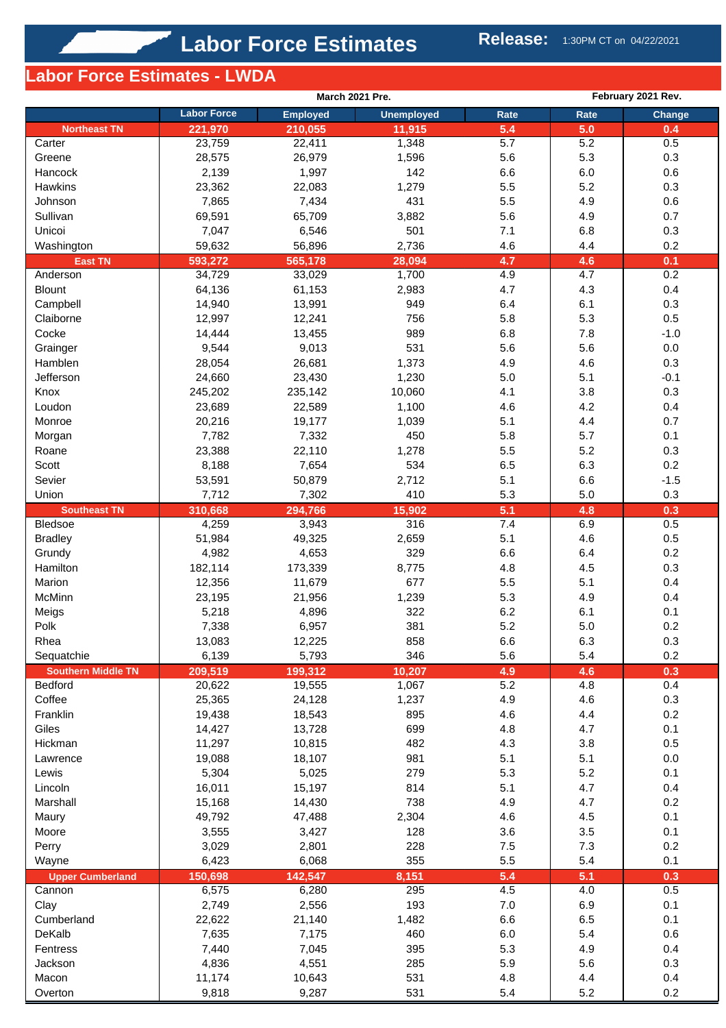# Labor Force Estimates

**Release:** 1:30PM CT on 04/22/2021

## Labor Force Estimates - LWDA

| | March 2021 Pre. | | | | February 2021 Rev. | |
|---|---|---|---|---|---|---|
| | Labor Force | Employed | Unemployed | Rate | Rate | Change |
| **Northeast TN** | **221,970** | **210,055** | **11,915** | **5.4** | **5.0** | **0.4** |
| Carter | 23,759 | 22,411 | 1,348 | 5.7 | 5.2 | 0.5 |
| Greene | 28,575 | 26,979 | 1,596 | 5.6 | 5.3 | 0.3 |
| Hancock | 2,139 | 1,997 | 142 | 6.6 | 6.0 | 0.6 |
| Hawkins | 23,362 | 22,083 | 1,279 | 5.5 | 5.2 | 0.3 |
| Johnson | 7,865 | 7,434 | 431 | 5.5 | 4.9 | 0.6 |
| Sullivan | 69,591 | 65,709 | 3,882 | 5.6 | 4.9 | 0.7 |
| Unicoi | 7,047 | 6,546 | 501 | 7.1 | 6.8 | 0.3 |
| Washington | 59,632 | 56,896 | 2,736 | 4.6 | 4.4 | 0.2 |
| **East TN** | **593,272** | **565,178** | **28,094** | **4.7** | **4.6** | **0.1** |
| Anderson | 34,729 | 33,029 | 1,700 | 4.9 | 4.7 | 0.2 |
| Blount | 64,136 | 61,153 | 2,983 | 4.7 | 4.3 | 0.4 |
| Campbell | 14,940 | 13,991 | 949 | 6.4 | 6.1 | 0.3 |
| Claiborne | 12,997 | 12,241 | 756 | 5.8 | 5.3 | 0.5 |
| Cocke | 14,444 | 13,455 | 989 | 6.8 | 7.8 | -1.0 |
| Grainger | 9,544 | 9,013 | 531 | 5.6 | 5.6 | 0.0 |
| Hamblen | 28,054 | 26,681 | 1,373 | 4.9 | 4.6 | 0.3 |
| Jefferson | 24,660 | 23,430 | 1,230 | 5.0 | 5.1 | -0.1 |
| Knox | 245,202 | 235,142 | 10,060 | 4.1 | 3.8 | 0.3 |
| Loudon | 23,689 | 22,589 | 1,100 | 4.6 | 4.2 | 0.4 |
| Monroe | 20,216 | 19,177 | 1,039 | 5.1 | 4.4 | 0.7 |
| Morgan | 7,782 | 7,332 | 450 | 5.8 | 5.7 | 0.1 |
| Roane | 23,388 | 22,110 | 1,278 | 5.5 | 5.2 | 0.3 |
| Scott | 8,188 | 7,654 | 534 | 6.5 | 6.3 | 0.2 |
| Sevier | 53,591 | 50,879 | 2,712 | 5.1 | 6.6 | -1.5 |
| Union | 7,712 | 7,302 | 410 | 5.3 | 5.0 | 0.3 |
| **Southeast TN** | **310,668** | **294,766** | **15,902** | **5.1** | **4.8** | **0.3** |
| Bledsoe | 4,259 | 3,943 | 316 | 7.4 | 6.9 | 0.5 |
| Bradley | 51,984 | 49,325 | 2,659 | 5.1 | 4.6 | 0.5 |
| Grundy | 4,982 | 4,653 | 329 | 6.6 | 6.4 | 0.2 |
| Hamilton | 182,114 | 173,339 | 8,775 | 4.8 | 4.5 | 0.3 |
| Marion | 12,356 | 11,679 | 677 | 5.5 | 5.1 | 0.4 |
| McMinn | 23,195 | 21,956 | 1,239 | 5.3 | 4.9 | 0.4 |
| Meigs | 5,218 | 4,896 | 322 | 6.2 | 6.1 | 0.1 |
| Polk | 7,338 | 6,957 | 381 | 5.2 | 5.0 | 0.2 |
| Rhea | 13,083 | 12,225 | 858 | 6.6 | 6.3 | 0.3 |
| Sequatchie | 6,139 | 5,793 | 346 | 5.6 | 5.4 | 0.2 |
| **Southern Middle TN** | **209,519** | **199,312** | **10,207** | **4.9** | **4.6** | **0.3** |
| Bedford | 20,622 | 19,555 | 1,067 | 5.2 | 4.8 | 0.4 |
| Coffee | 25,365 | 24,128 | 1,237 | 4.9 | 4.6 | 0.3 |
| Franklin | 19,438 | 18,543 | 895 | 4.6 | 4.4 | 0.2 |
| Giles | 14,427 | 13,728 | 699 | 4.8 | 4.7 | 0.1 |
| Hickman | 11,297 | 10,815 | 482 | 4.3 | 3.8 | 0.5 |
| Lawrence | 19,088 | 18,107 | 981 | 5.1 | 5.1 | 0.0 |
| Lewis | 5,304 | 5,025 | 279 | 5.3 | 5.2 | 0.1 |
| Lincoln | 16,011 | 15,197 | 814 | 5.1 | 4.7 | 0.4 |
| Marshall | 15,168 | 14,430 | 738 | 4.9 | 4.7 | 0.2 |
| Maury | 49,792 | 47,488 | 2,304 | 4.6 | 4.5 | 0.1 |
| Moore | 3,555 | 3,427 | 128 | 3.6 | 3.5 | 0.1 |
| Perry | 3,029 | 2,801 | 228 | 7.5 | 7.3 | 0.2 |
| Wayne | 6,423 | 6,068 | 355 | 5.5 | 5.4 | 0.1 |
| **Upper Cumberland** | **150,698** | **142,547** | **8,151** | **5.4** | **5.1** | **0.3** |
| Cannon | 6,575 | 6,280 | 295 | 4.5 | 4.0 | 0.5 |
| Clay | 2,749 | 2,556 | 193 | 7.0 | 6.9 | 0.1 |
| Cumberland | 22,622 | 21,140 | 1,482 | 6.6 | 6.5 | 0.1 |
| DeKalb | 7,635 | 7,175 | 460 | 6.0 | 5.4 | 0.6 |
| Fentress | 7,440 | 7,045 | 395 | 5.3 | 4.9 | 0.4 |
| Jackson | 4,836 | 4,551 | 285 | 5.9 | 5.6 | 0.3 |
| Macon | 11,174 | 10,643 | 531 | 4.8 | 4.4 | 0.4 |
| Overton | 9,818 | 9,287 | 531 | 5.4 | 5.2 | 0.2 |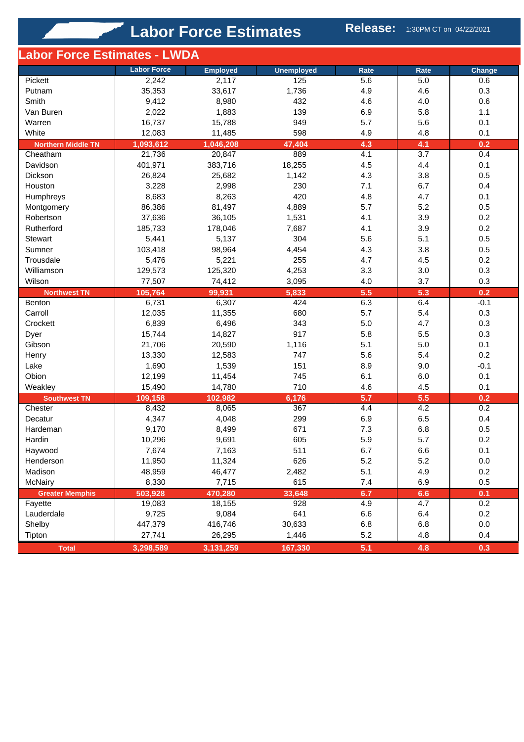# Labor Force Estimates

**Release:** 1:30PM CT on 04/22/2021

## Labor Force Estimates - LWDA

| | Labor Force | Employed | Unemployed | Rate | Rate | Change |
|---|---|---|---|---|---|---|
| Pickett | 2,242 | 2,117 | 125 | 5.6 | 5.0 | 0.6 |
| Putnam | 35,353 | 33,617 | 1,736 | 4.9 | 4.6 | 0.3 |
| Smith | 9,412 | 8,980 | 432 | 4.6 | 4.0 | 0.6 |
| Van Buren | 2,022 | 1,883 | 139 | 6.9 | 5.8 | 1.1 |
| Warren | 16,737 | 15,788 | 949 | 5.7 | 5.6 | 0.1 |
| White | 12,083 | 11,485 | 598 | 4.9 | 4.8 | 0.1 |
| **Northern Middle TN** | **1,093,612** | **1,046,208** | **47,404** | **4.3** | **4.1** | **0.2** |
| Cheatham | 21,736 | 20,847 | 889 | 4.1 | 3.7 | 0.4 |
| Davidson | 401,971 | 383,716 | 18,255 | 4.5 | 4.4 | 0.1 |
| Dickson | 26,824 | 25,682 | 1,142 | 4.3 | 3.8 | 0.5 |
| Houston | 3,228 | 2,998 | 230 | 7.1 | 6.7 | 0.4 |
| Humphreys | 8,683 | 8,263 | 420 | 4.8 | 4.7 | 0.1 |
| Montgomery | 86,386 | 81,497 | 4,889 | 5.7 | 5.2 | 0.5 |
| Robertson | 37,636 | 36,105 | 1,531 | 4.1 | 3.9 | 0.2 |
| Rutherford | 185,733 | 178,046 | 7,687 | 4.1 | 3.9 | 0.2 |
| Stewart | 5,441 | 5,137 | 304 | 5.6 | 5.1 | 0.5 |
| Sumner | 103,418 | 98,964 | 4,454 | 4.3 | 3.8 | 0.5 |
| Trousdale | 5,476 | 5,221 | 255 | 4.7 | 4.5 | 0.2 |
| Williamson | 129,573 | 125,320 | 4,253 | 3.3 | 3.0 | 0.3 |
| Wilson | 77,507 | 74,412 | 3,095 | 4.0 | 3.7 | 0.3 |
| **Northwest TN** | **105,764** | **99,931** | **5,833** | **5.5** | **5.3** | **0.2** |
| Benton | 6,731 | 6,307 | 424 | 6.3 | 6.4 | -0.1 |
| Carroll | 12,035 | 11,355 | 680 | 5.7 | 5.4 | 0.3 |
| Crockett | 6,839 | 6,496 | 343 | 5.0 | 4.7 | 0.3 |
| Dyer | 15,744 | 14,827 | 917 | 5.8 | 5.5 | 0.3 |
| Gibson | 21,706 | 20,590 | 1,116 | 5.1 | 5.0 | 0.1 |
| Henry | 13,330 | 12,583 | 747 | 5.6 | 5.4 | 0.2 |
| Lake | 1,690 | 1,539 | 151 | 8.9 | 9.0 | -0.1 |
| Obion | 12,199 | 11,454 | 745 | 6.1 | 6.0 | 0.1 |
| Weakley | 15,490 | 14,780 | 710 | 4.6 | 4.5 | 0.1 |
| **Southwest TN** | **109,158** | **102,982** | **6,176** | **5.7** | **5.5** | **0.2** |
| Chester | 8,432 | 8,065 | 367 | 4.4 | 4.2 | 0.2 |
| Decatur | 4,347 | 4,048 | 299 | 6.9 | 6.5 | 0.4 |
| Hardeman | 9,170 | 8,499 | 671 | 7.3 | 6.8 | 0.5 |
| Hardin | 10,296 | 9,691 | 605 | 5.9 | 5.7 | 0.2 |
| Haywood | 7,674 | 7,163 | 511 | 6.7 | 6.6 | 0.1 |
| Henderson | 11,950 | 11,324 | 626 | 5.2 | 5.2 | 0.0 |
| Madison | 48,959 | 46,477 | 2,482 | 5.1 | 4.9 | 0.2 |
| McNairy | 8,330 | 7,715 | 615 | 7.4 | 6.9 | 0.5 |
| **Greater Memphis** | **503,928** | **470,280** | **33,648** | **6.7** | **6.6** | **0.1** |
| Fayette | 19,083 | 18,155 | 928 | 4.9 | 4.7 | 0.2 |
| Lauderdale | 9,725 | 9,084 | 641 | 6.6 | 6.4 | 0.2 |
| Shelby | 447,379 | 416,746 | 30,633 | 6.8 | 6.8 | 0.0 |
| Tipton | 27,741 | 26,295 | 1,446 | 5.2 | 4.8 | 0.4 |
| **Total** | **3,298,589** | **3,131,259** | **167,330** | **5.1** | **4.8** | **0.3** |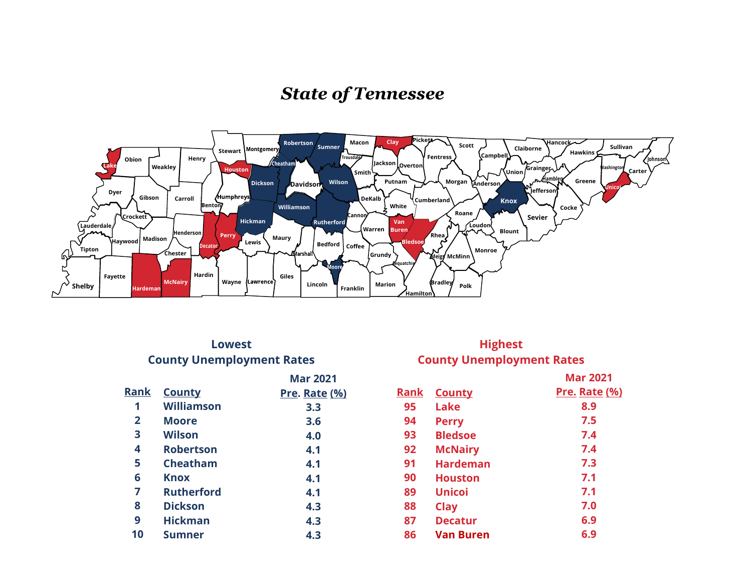# *State of Tennessee*

Lake, Obion, Weakley, Henry, Stewart, Montgomery, Robertson, Sumner, Macon, Clay, Pickett, Scott, Campbell, Claiborne, Hancock, Hawkins, Sullivan, Johnson, Dyer, Gibson, Carroll, Benton, Houston, Humphreys, Dickson, Cheatham, Davidson, Trousdale, Wilson, Smith, Jackson, Overton, Fentress, Morgan, Anderson, Union, Grainger, Hamblen, Jefferson, Greene, Washington, Unicoi, Carter, Lauderdale, Crockett, Haywood, Madison, Henderson, Decatur, Perry, Hickman, Williamson, Rutherford, Cannon, DeKalb, Putnam, White, Cumberland, Roane, Knox, Loudon, Blount, Sevier, Cocke, Tipton, Chester, Lewis, Maury, Bedford, Coffee, Warren, Van Buren, Bledsoe, Rhea, Meigs, McMinn, Monroe, Shelby, Fayette, Hardeman, McNairy, Hardin, Wayne, Lawrence, Giles, Marshall, Moore, Lincoln, Franklin, Grundy, Sequatchie, Marion, Hamilton, Bradley, Polk

## Lowest County Unemployment Rates

| Rank | County | Mar 2021 Pre. Rate (%) |
|---|---|---|
| 1 | Williamson | 3.3 |
| 2 | Moore | 3.6 |
| 3 | Wilson | 4.0 |
| 4 | Robertson | 4.1 |
| 5 | Cheatham | 4.1 |
| 6 | Knox | 4.1 |
| 7 | Rutherford | 4.1 |
| 8 | Dickson | 4.3 |
| 9 | Hickman | 4.3 |
| 10 | Sumner | 4.3 |

## Highest County Unemployment Rates

| Rank | County | Mar 2021 Pre. Rate (%) |
|---|---|---|
| 95 | Lake | 8.9 |
| 94 | Perry | 7.5 |
| 93 | Bledsoe | 7.4 |
| 92 | McNairy | 7.4 |
| 91 | Hardeman | 7.3 |
| 90 | Houston | 7.1 |
| 89 | Unicoi | 7.1 |
| 88 | Clay | 7.0 |
| 87 | Decatur | 6.9 |
| 86 | Van Buren | 6.9 |